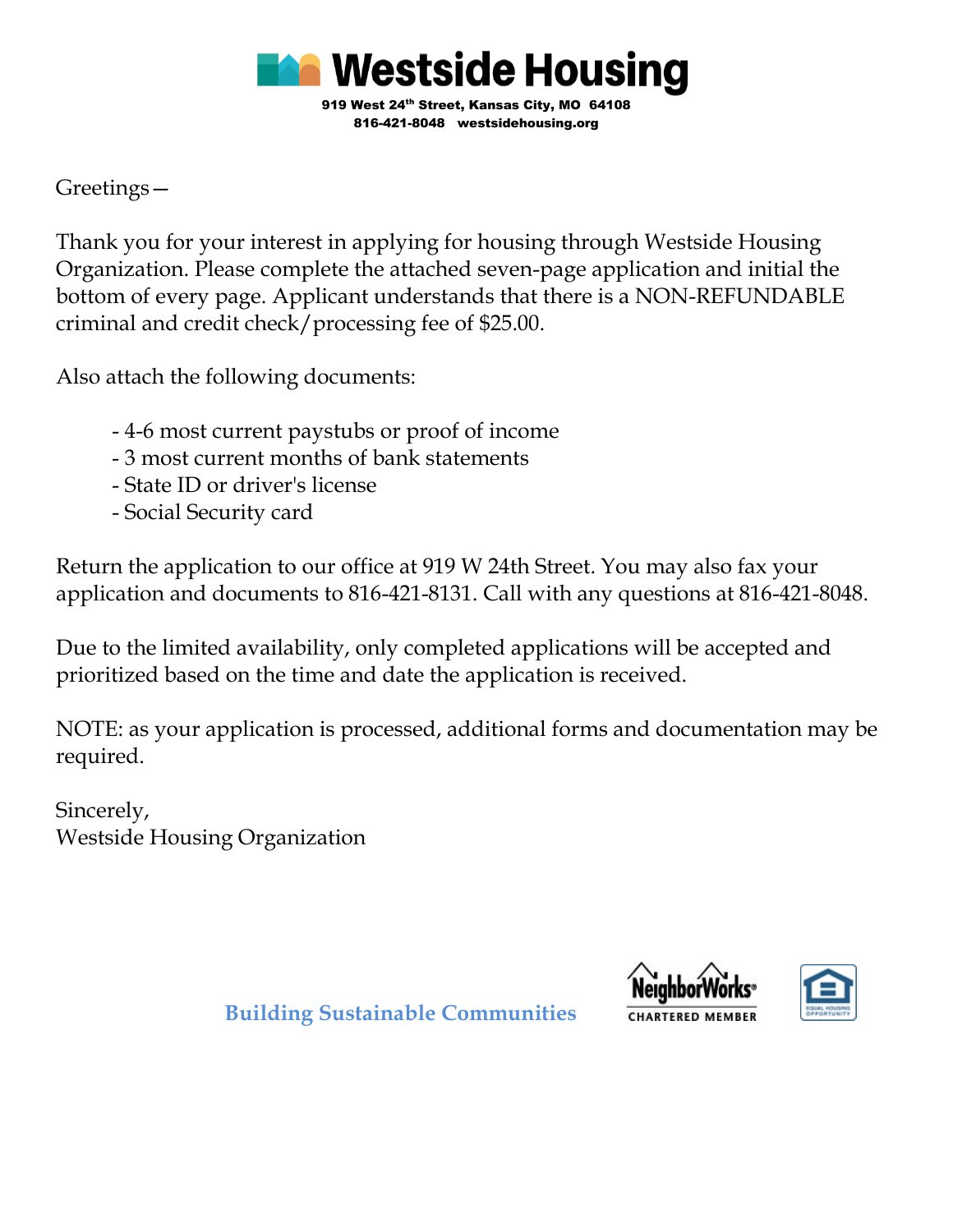# Westside Housing

**919 West 24th Street, Kansas City, MO 64108**
**816-421-8048 westsidehousing.org**

Greetings—

Thank you for your interest in applying for housing through Westside Housing Organization. Please complete the attached seven-page application and initial the bottom of every page. Applicant understands that there is a NON-REFUNDABLE criminal and credit check/processing fee of $25.00.

Also attach the following documents:

- 4-6 most current paystubs or proof of income
- 3 most current months of bank statements
- State ID or driver's license
- Social Security card

Return the application to our office at 919 W 24th Street. You may also fax your application and documents to 816-421-8131. Call with any questions at 816-421-8048.

Due to the limited availability, only completed applications will be accepted and prioritized based on the time and date the application is received.

NOTE: as your application is processed, additional forms and documentation may be required.

Sincerely,
Westside Housing Organization

**Building Sustainable Communities**

NeighborWorks CHARTERED MEMBER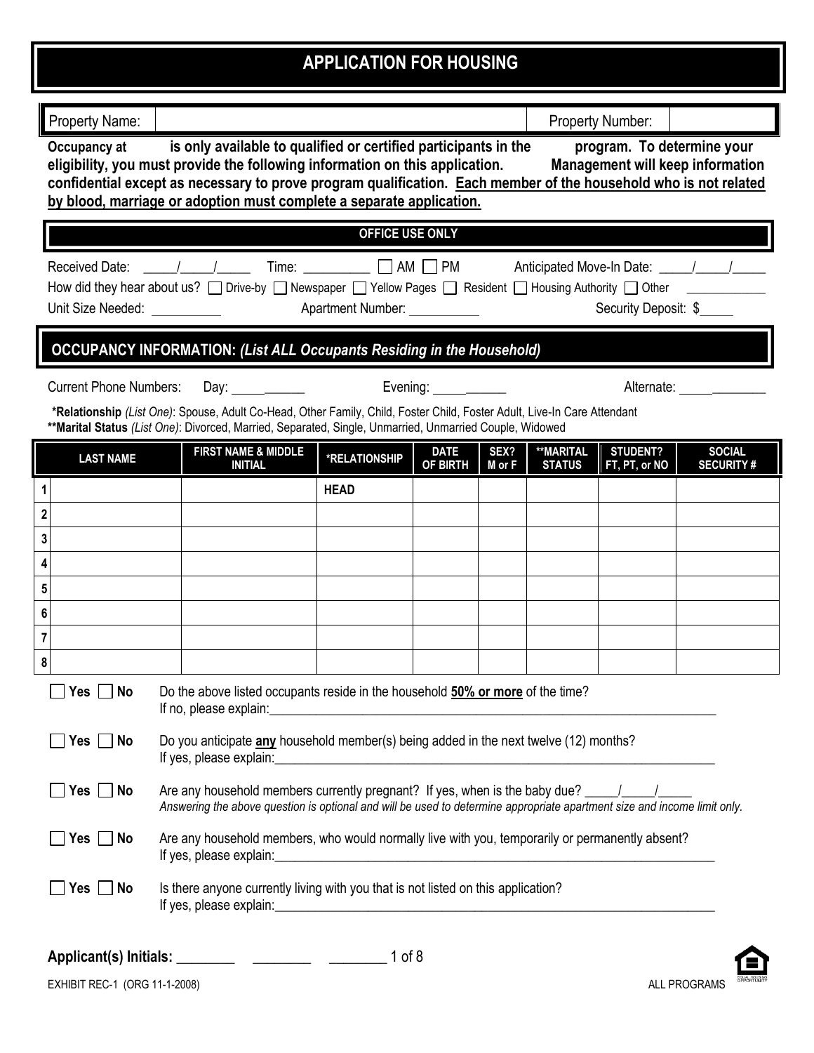# APPLICATION FOR HOUSING

| Property Name: | | Property Number: | |
|---|---|---|---|

**Occupancy at is only available to qualified or certified participants in the program. To determine your eligibility, you must provide the following information on this application. Management will keep information confidential except as necessary to prove program qualification. Each member of the household who is not related by blood, marriage or adoption must complete a separate application.**

## OFFICE USE ONLY

Received Date: _____/_____/_____ Time: __________ ☐ AM ☐ PM Anticipated Move-In Date: _____/_____/_____

How did they hear about us? ☐ Drive-by ☐ Newspaper ☐ Yellow Pages ☐ Resident ☐ Housing Authority ☐ Other ____________

Unit Size Needed: __________ Apartment Number: __________ Security Deposit: $_____

## OCCUPANCY INFORMATION: *(List ALL Occupants Residing in the Household)*

Current Phone Numbers: Day: ___________ Evening: ___________ Alternate: _____________

**\*Relationship** *(List One)*: Spouse, Adult Co-Head, Other Family, Child, Foster Child, Foster Adult, Live-In Care Attendant
**\*\*Marital Status** *(List One)*: Divorced, Married, Separated, Single, Unmarried, Unmarried Couple, Widowed

| | LAST NAME | FIRST NAME & MIDDLE INITIAL | *RELATIONSHIP | DATE OF BIRTH | SEX? M or F | **MARITAL STATUS | STUDENT? FT, PT, or NO | SOCIAL SECURITY # |
|---|---|---|---|---|---|---|---|---|
| 1 | | | **HEAD** | | | | | |
| 2 | | | | | | | | |
| 3 | | | | | | | | |
| 4 | | | | | | | | |
| 5 | | | | | | | | |
| 6 | | | | | | | | |
| 7 | | | | | | | | |
| 8 | | | | | | | | |

☐ **Yes** ☐ **No** Do the above listed occupants reside in the household **50% or more** of the time?
If no, please explain:_______________________________________________________________

☐ **Yes** ☐ **No** Do you anticipate **any** household member(s) being added in the next twelve (12) months?
If yes, please explain:_______________________________________________________________

☐ **Yes** ☐ **No** Are any household members currently pregnant? If yes, when is the baby due? _____/_____/_____
*Answering the above question is optional and will be used to determine appropriate apartment size and income limit only.*

☐ **Yes** ☐ **No** Are any household members, who would normally live with you, temporarily or permanently absent?
If yes, please explain:_______________________________________________________________

☐ **Yes** ☐ **No** Is there anyone currently living with you that is not listed on this application?
If yes, please explain:_______________________________________________________________

**Applicant(s) Initials:** ________ ________ ________

EXHIBIT REC-1 (ORG 11-1-2008) ALL PROGRAMS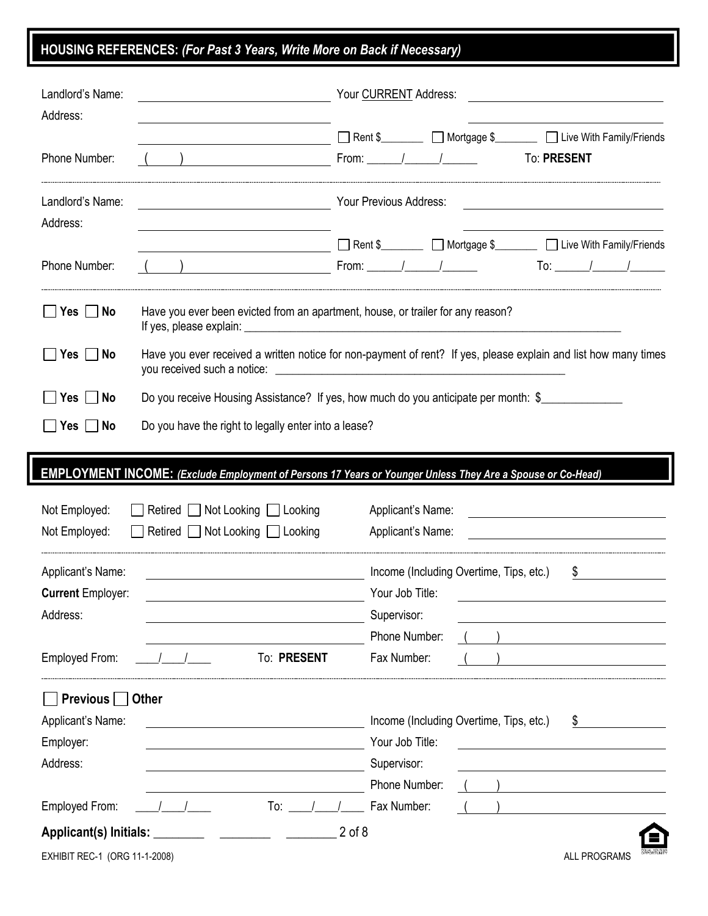## HOUSING REFERENCES: *(For Past 3 Years, Write More on Back if Necessary)*

Landlord's Name: ______________________ Your CURRENT Address: ______________________

Address: ______________________ ______________________

______________________ ☐ Rent $________ ☐ Mortgage $________ ☐ Live With Family/Friends

Phone Number: ( ) ______________________ From: ______/______/______ To: **PRESENT**

---

Landlord's Name: ______________________ Your Previous Address: ______________________

Address: ______________________ ______________________

______________________ ☐ Rent $________ ☐ Mortgage $________ ☐ Live With Family/Friends

Phone Number: ( ) ______________________ From: ______/______/______ To: ______/______/______

---

☐ **Yes** ☐ **No** Have you ever been evicted from an apartment, house, or trailer for any reason? If yes, please explain: ______________________

☐ **Yes** ☐ **No** Have you ever received a written notice for non-payment of rent? If yes, please explain and list how many times you received such a notice: ______________________

☐ **Yes** ☐ **No** Do you receive Housing Assistance? If yes, how much do you anticipate per month: $______________

☐ **Yes** ☐ **No** Do you have the right to legally enter into a lease?

## EMPLOYMENT INCOME: *(Exclude Employment of Persons 17 Years or Younger Unless They Are a Spouse or Co-Head)*

Not Employed: ☐ Retired ☐ Not Looking ☐ Looking Applicant's Name: ______________________

Not Employed: ☐ Retired ☐ Not Looking ☐ Looking Applicant's Name: ______________________

---

Applicant's Name: ______________________ Income (Including Overtime, Tips, etc.) $__________

**Current** Employer: ______________________ Your Job Title: ______________________

Address: ______________________ Supervisor: ______________________

______________________ Phone Number: ( ) ______________________

Employed From: ____/____/____ To: **PRESENT** Fax Number: ( ) ______________________

---

☐ **Previous** ☐ **Other**

Applicant's Name: ______________________ Income (Including Overtime, Tips, etc.) $__________

Employer: ______________________ Your Job Title: ______________________

Address: ______________________ Supervisor: ______________________

______________________ Phone Number: ( ) ______________________

Employed From: ____/____/____ To: ____/____/____ Fax Number: ( ) ______________________

**Applicant(s) Initials:** ________ ________ ________

EXHIBIT REC-1 (ORG 11-1-2008) ALL PROGRAMS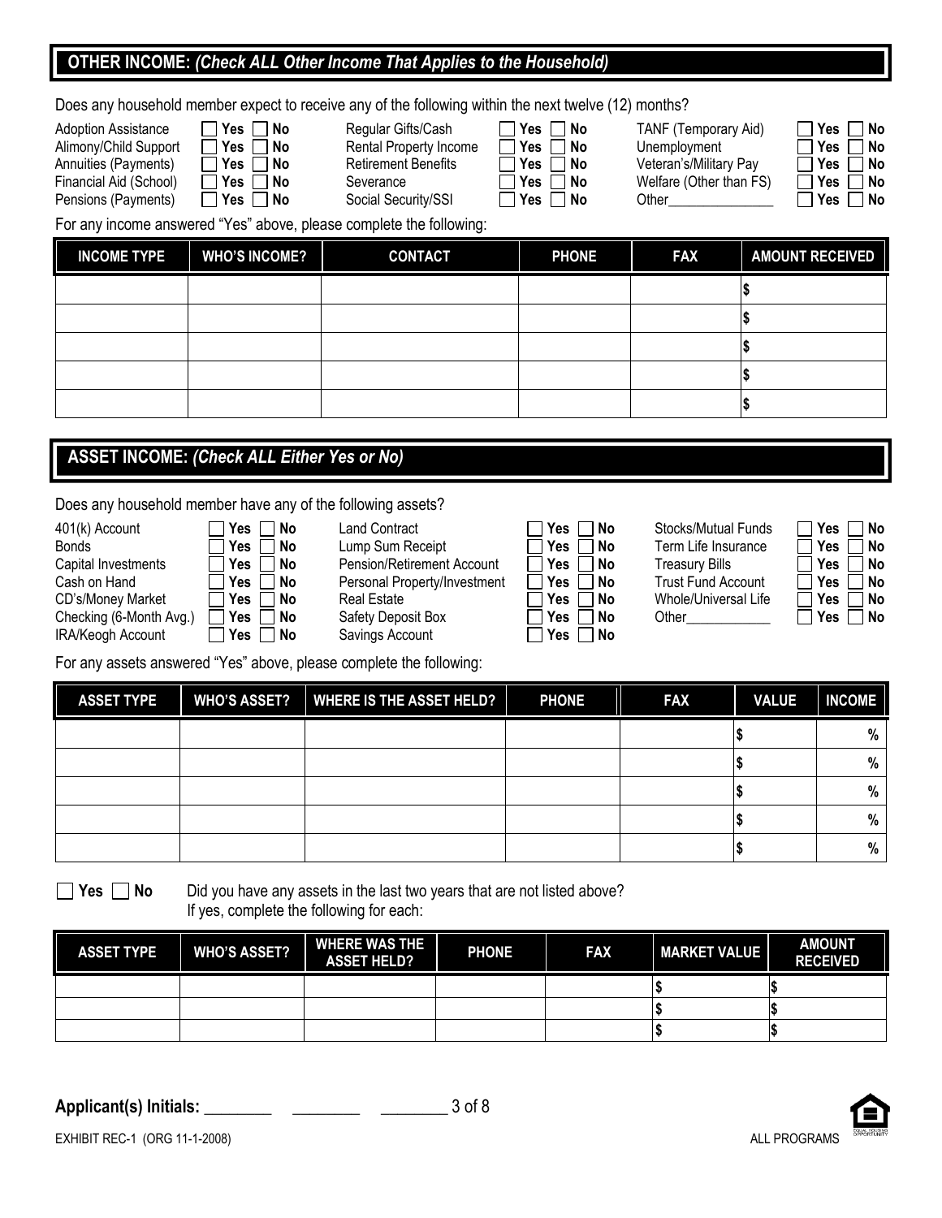## OTHER INCOME: *(Check ALL Other Income That Applies to the Household)*

Does any household member expect to receive any of the following within the next twelve (12) months?

| | | | | | |
|---|---|---|---|---|---|
| Adoption Assistance | ☐ Yes ☐ No | Regular Gifts/Cash | ☐ Yes ☐ No | TANF (Temporary Aid) | ☐ Yes ☐ No |
| Alimony/Child Support | ☐ Yes ☐ No | Rental Property Income | ☐ Yes ☐ No | Unemployment | ☐ Yes ☐ No |
| Annuities (Payments) | ☐ Yes ☐ No | Retirement Benefits | ☐ Yes ☐ No | Veteran's/Military Pay | ☐ Yes ☐ No |
| Financial Aid (School) | ☐ Yes ☐ No | Severance | ☐ Yes ☐ No | Welfare (Other than FS) | ☐ Yes ☐ No |
| Pensions (Payments) | ☐ Yes ☐ No | Social Security/SSI | ☐ Yes ☐ No | Other_______________ | ☐ Yes ☐ No |

For any income answered "Yes" above, please complete the following:

| INCOME TYPE | WHO'S INCOME? | CONTACT | PHONE | FAX | AMOUNT RECEIVED |
|---|---|---|---|---|---|
| | | | | | $ |
| | | | | | $ |
| | | | | | $ |
| | | | | | $ |
| | | | | | $ |

## ASSET INCOME: *(Check ALL Either Yes or No)*

Does any household member have any of the following assets?

| | | | | | |
|---|---|---|---|---|---|
| 401(k) Account | ☐ Yes ☐ No | Land Contract | ☐ Yes ☐ No | Stocks/Mutual Funds | ☐ Yes ☐ No |
| Bonds | ☐ Yes ☐ No | Lump Sum Receipt | ☐ Yes ☐ No | Term Life Insurance | ☐ Yes ☐ No |
| Capital Investments | ☐ Yes ☐ No | Pension/Retirement Account | ☐ Yes ☐ No | Treasury Bills | ☐ Yes ☐ No |
| Cash on Hand | ☐ Yes ☐ No | Personal Property/Investment | ☐ Yes ☐ No | Trust Fund Account | ☐ Yes ☐ No |
| CD's/Money Market | ☐ Yes ☐ No | Real Estate | ☐ Yes ☐ No | Whole/Universal Life | ☐ Yes ☐ No |
| Checking (6-Month Avg.) | ☐ Yes ☐ No | Safety Deposit Box | ☐ Yes ☐ No | Other____________ | ☐ Yes ☐ No |
| IRA/Keogh Account | ☐ Yes ☐ No | Savings Account | ☐ Yes ☐ No | | |

For any assets answered "Yes" above, please complete the following:

| ASSET TYPE | WHO'S ASSET? | WHERE IS THE ASSET HELD? | PHONE | FAX | VALUE | INCOME |
|---|---|---|---|---|---|---|
| | | | | | $ | % |
| | | | | | $ | % |
| | | | | | $ | % |
| | | | | | $ | % |
| | | | | | $ | % |

☐ Yes ☐ No Did you have any assets in the last two years that are not listed above?
If yes, complete the following for each:

| ASSET TYPE | WHO'S ASSET? | WHERE WAS THE ASSET HELD? | PHONE | FAX | MARKET VALUE | AMOUNT RECEIVED |
|---|---|---|---|---|---|---|
| | | | | | $ | $ |
| | | | | | $ | $ |
| | | | | | $ | $ |

**Applicant(s) Initials:** ________ ________ ________

EXHIBIT REC-1 (ORG 11-1-2008) ALL PROGRAMS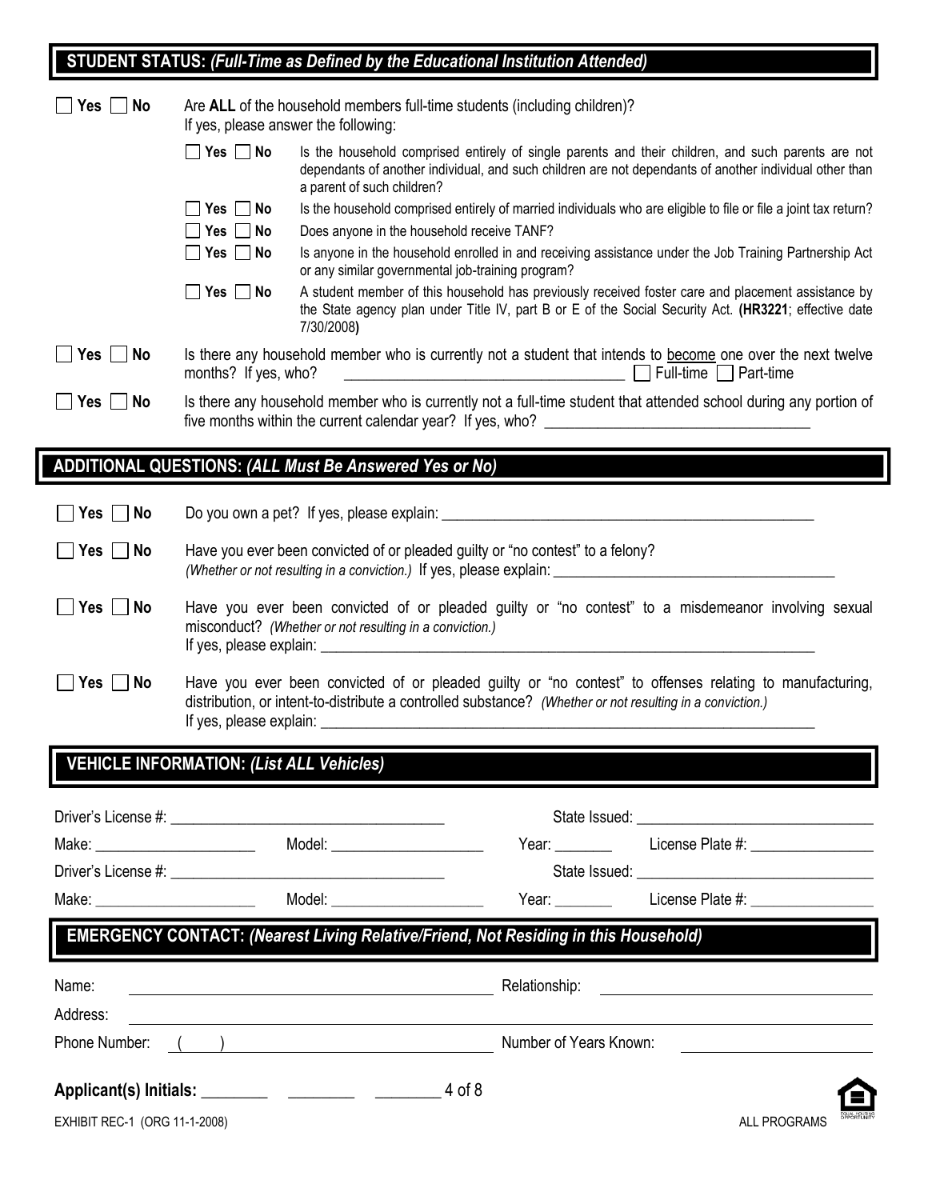## STUDENT STATUS: *(Full-Time as Defined by the Educational Institution Attended)*

☐ Yes ☐ No — Are **ALL** of the household members full-time students (including children)? If yes, please answer the following:

- ☐ Yes ☐ No — Is the household comprised entirely of single parents and their children, and such parents are not dependants of another individual, and such children are not dependants of another individual other than a parent of such children?
- ☐ Yes ☐ No — Is the household comprised entirely of married individuals who are eligible to file or file a joint tax return?
- ☐ Yes ☐ No — Does anyone in the household receive TANF?
- ☐ Yes ☐ No — Is anyone in the household enrolled in and receiving assistance under the Job Training Partnership Act or any similar governmental job-training program?
- ☐ Yes ☐ No — A student member of this household has previously received foster care and placement assistance by the State agency plan under Title IV, part B or E of the Social Security Act. **(HR3221**; effective date 7/30/2008**)**

☐ Yes ☐ No — Is there any household member who is currently not a student that intends to become one over the next twelve months? If yes, who? ______________________ ☐ Full-time ☐ Part-time

☐ Yes ☐ No — Is there any household member who is currently not a full-time student that attended school during any portion of five months within the current calendar year? If yes, who? ______________________

## ADDITIONAL QUESTIONS: *(ALL Must Be Answered Yes or No)*

☐ Yes ☐ No — Do you own a pet? If yes, please explain: ______________________

☐ Yes ☐ No — Have you ever been convicted of or pleaded guilty or "no contest" to a felony? *(Whether or not resulting in a conviction.)* If yes, please explain: ______________________

☐ Yes ☐ No — Have you ever been convicted of or pleaded guilty or "no contest" to a misdemeanor involving sexual misconduct? *(Whether or not resulting in a conviction.)* If yes, please explain: ______________________

☐ Yes ☐ No — Have you ever been convicted of or pleaded guilty or "no contest" to offenses relating to manufacturing, distribution, or intent-to-distribute a controlled substance? *(Whether or not resulting in a conviction.)* If yes, please explain: ______________________

## VEHICLE INFORMATION: *(List ALL Vehicles)*

Driver's License #: ______________________ State Issued: ______________________

Make: ______________ Model: ______________ Year: ________ License Plate #: ______________

Driver's License #: ______________________ State Issued: ______________________

Make: ______________ Model: ______________ Year: ________ License Plate #: ______________

## EMERGENCY CONTACT: *(Nearest Living Relative/Friend, Not Residing in this Household)*

Name: ______________________ Relationship: ______________________

Address: ______________________

Phone Number: (    ) ______________________ Number of Years Known: ______________

**Applicant(s) Initials:** ________ ________ ________

EXHIBIT REC-1 (ORG 11-1-2008) ALL PROGRAMS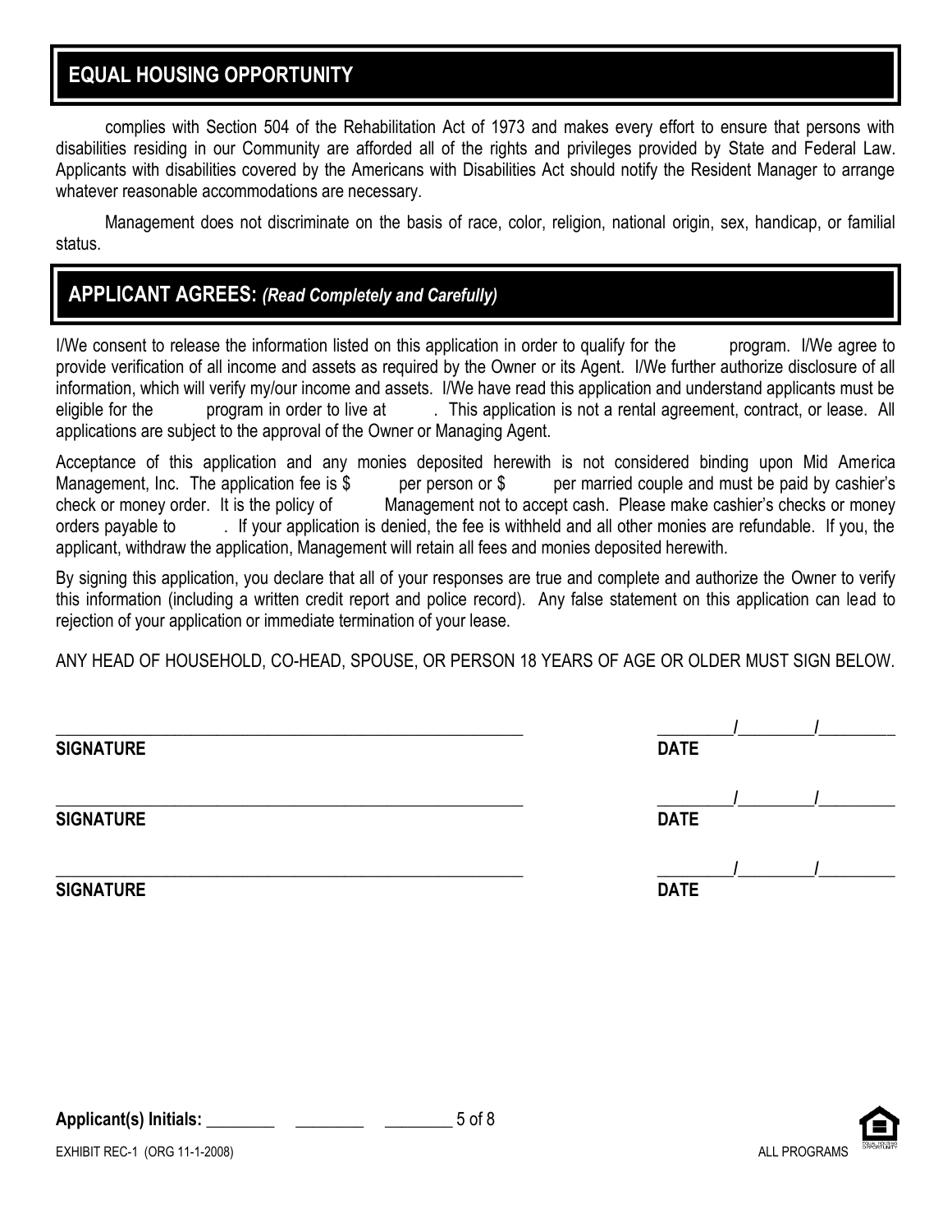## EQUAL HOUSING OPPORTUNITY

complies with Section 504 of the Rehabilitation Act of 1973 and makes every effort to ensure that persons with disabilities residing in our Community are afforded all of the rights and privileges provided by State and Federal Law. Applicants with disabilities covered by the Americans with Disabilities Act should notify the Resident Manager to arrange whatever reasonable accommodations are necessary.

Management does not discriminate on the basis of race, color, religion, national origin, sex, handicap, or familial status.

## APPLICANT AGREES: *(Read Completely and Carefully)*

I/We consent to release the information listed on this application in order to qualify for the program. I/We agree to provide verification of all income and assets as required by the Owner or its Agent. I/We further authorize disclosure of all information, which will verify my/our income and assets. I/We have read this application and understand applicants must be eligible for the program in order to live at . This application is not a rental agreement, contract, or lease. All applications are subject to the approval of the Owner or Managing Agent.

Acceptance of this application and any monies deposited herewith is not considered binding upon Mid America Management, Inc. The application fee is $ per person or $ per married couple and must be paid by cashier's check or money order. It is the policy of Management not to accept cash. Please make cashier's checks or money orders payable to . If your application is denied, the fee is withheld and all other monies are refundable. If you, the applicant, withdraw the application, Management will retain all fees and monies deposited herewith.

By signing this application, you declare that all of your responses are true and complete and authorize the Owner to verify this information (including a written credit report and police record). Any false statement on this application can lead to rejection of your application or immediate termination of your lease.

ANY HEAD OF HOUSEHOLD, CO-HEAD, SPOUSE, OR PERSON 18 YEARS OF AGE OR OLDER MUST SIGN BELOW.

\_\_\_\_\_\_\_\_\_\_\_\_\_\_\_\_\_\_\_\_\_\_\_\_\_\_\_\_\_\_\_\_\_\_\_\_\_\_\_\_\_\_\_\_ \_\_\_\_\_\_\_\_/\_\_\_\_\_\_\_\_/\_\_\_\_\_\_\_\_

**SIGNATURE** **DATE**

\_\_\_\_\_\_\_\_\_\_\_\_\_\_\_\_\_\_\_\_\_\_\_\_\_\_\_\_\_\_\_\_\_\_\_\_\_\_\_\_\_\_\_\_ \_\_\_\_\_\_\_\_/\_\_\_\_\_\_\_\_/\_\_\_\_\_\_\_\_

**SIGNATURE** **DATE**

\_\_\_\_\_\_\_\_\_\_\_\_\_\_\_\_\_\_\_\_\_\_\_\_\_\_\_\_\_\_\_\_\_\_\_\_\_\_\_\_\_\_\_\_ \_\_\_\_\_\_\_\_/\_\_\_\_\_\_\_\_/\_\_\_\_\_\_\_\_

**SIGNATURE** **DATE**

**Applicant(s) Initials:** \_\_\_\_\_\_\_\_ \_\_\_\_\_\_\_\_ \_\_\_\_\_\_\_\_

EXHIBIT REC-1 (ORG 11-1-2008) ALL PROGRAMS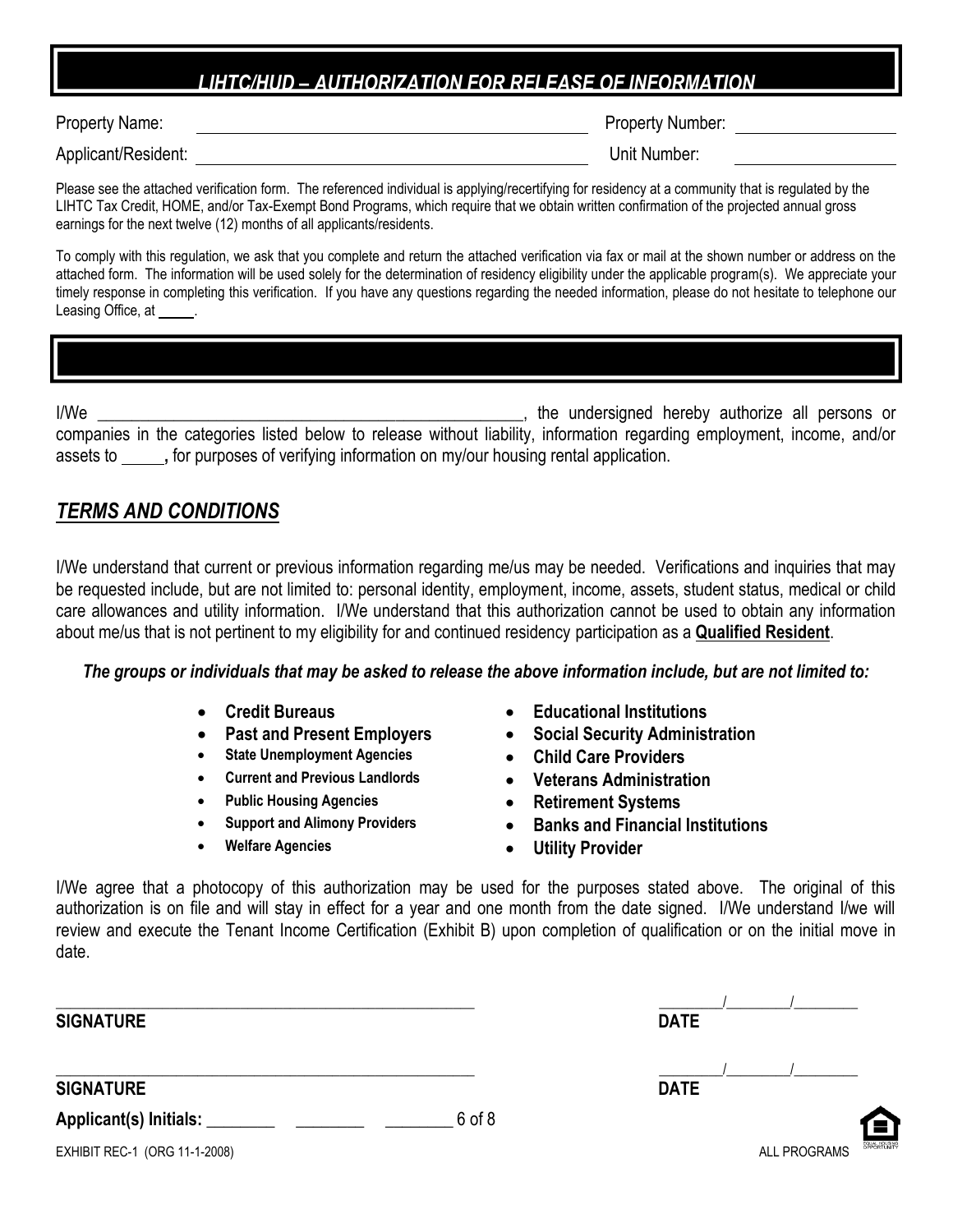# *LIHTC/HUD – AUTHORIZATION FOR RELEASE OF INFORMATION*

Property Name: ______________________________ Property Number: ______________

Applicant/Resident: ______________________________ Unit Number: ______________

Please see the attached verification form. The referenced individual is applying/recertifying for residency at a community that is regulated by the LIHTC Tax Credit, HOME, and/or Tax-Exempt Bond Programs, which require that we obtain written confirmation of the projected annual gross earnings for the next twelve (12) months of all applicants/residents.

To comply with this regulation, we ask that you complete and return the attached verification via fax or mail at the shown number or address on the attached form. The information will be used solely for the determination of residency eligibility under the applicable program(s). We appreciate your timely response in completing this verification. If you have any questions regarding the needed information, please do not hesitate to telephone our Leasing Office, at _____.

I/We ____________________________________________________, the undersigned hereby authorize all persons or companies in the categories listed below to release without liability, information regarding employment, income, and/or assets to _____**,** for purposes of verifying information on my/our housing rental application.

## *TERMS AND CONDITIONS*

I/We understand that current or previous information regarding me/us may be needed. Verifications and inquiries that may be requested include, but are not limited to: personal identity, employment, income, assets, student status, medical or child care allowances and utility information. I/We understand that this authorization cannot be used to obtain any information about me/us that is not pertinent to my eligibility for and continued residency participation as a **Qualified Resident**.

***The groups or individuals that may be asked to release the above information include, but are not limited to:***

- **Credit Bureaus**
- **Past and Present Employers**
- **State Unemployment Agencies**
- **Current and Previous Landlords**
- **Public Housing Agencies**
- **Support and Alimony Providers**
- **Welfare Agencies**
- **Educational Institutions**
- **Social Security Administration**
- **Child Care Providers**
- **Veterans Administration**
- **Retirement Systems**
- **Banks and Financial Institutions**
- **Utility Provider**

I/We agree that a photocopy of this authorization may be used for the purposes stated above. The original of this authorization is on file and will stay in effect for a year and one month from the date signed. I/We understand I/we will review and execute the Tenant Income Certification (Exhibit B) upon completion of qualification or on the initial move in date.

____________________________________________________ ________/________/________

**SIGNATURE** **DATE**

____________________________________________________ ________/________/________

**SIGNATURE** **DATE**

**Applicant(s) Initials:** ________ ________ ________

EXHIBIT REC-1 (ORG 11-1-2008) ALL PROGRAMS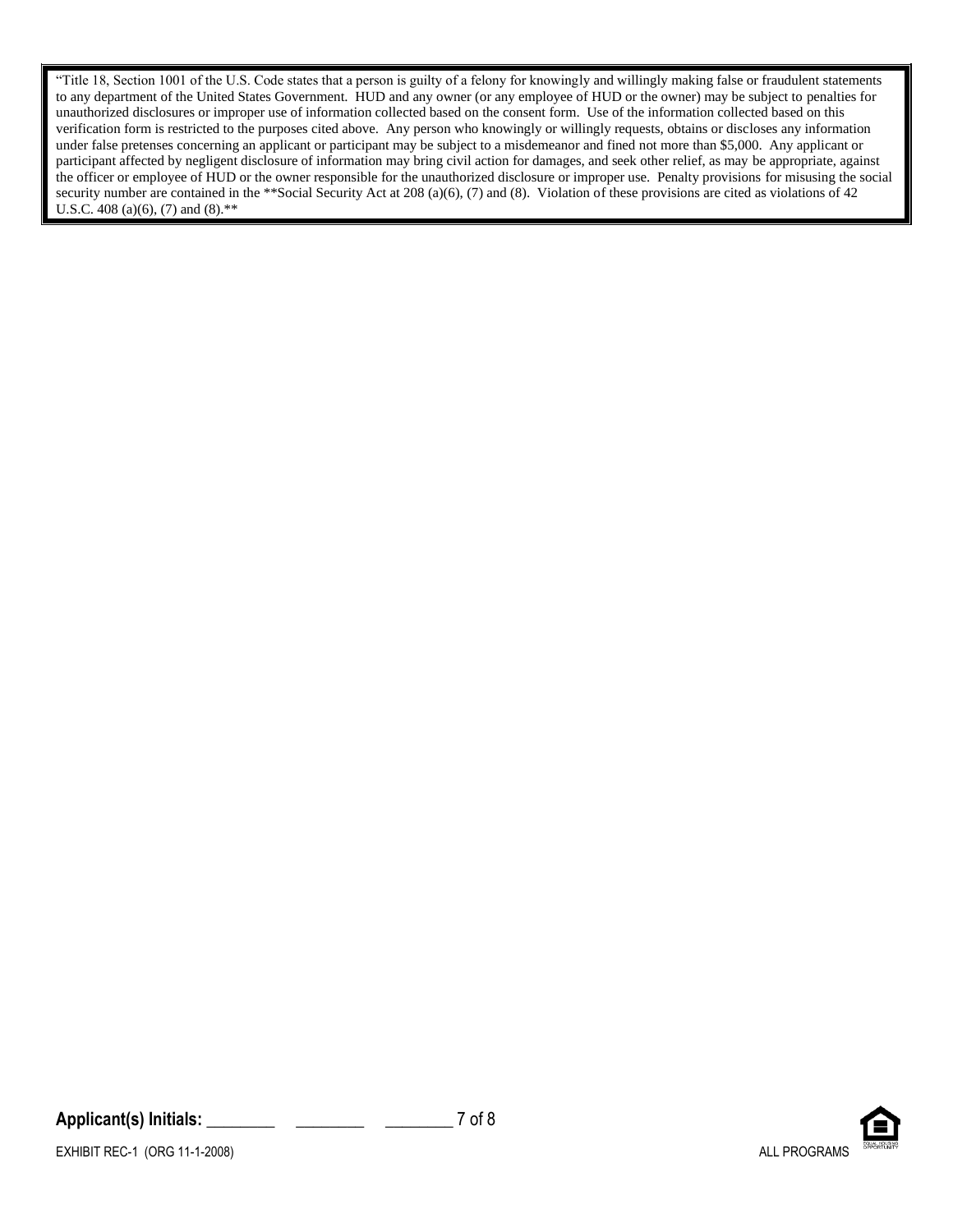"Title 18, Section 1001 of the U.S. Code states that a person is guilty of a felony for knowingly and willingly making false or fraudulent statements to any department of the United States Government. HUD and any owner (or any employee of HUD or the owner) may be subject to penalties for unauthorized disclosures or improper use of information collected based on the consent form. Use of the information collected based on this verification form is restricted to the purposes cited above. Any person who knowingly or willingly requests, obtains or discloses any information under false pretenses concerning an applicant or participant may be subject to a misdemeanor and fined not more than $5,000. Any applicant or participant affected by negligent disclosure of information may bring civil action for damages, and seek other relief, as may be appropriate, against the officer or employee of HUD or the owner responsible for the unauthorized disclosure or improper use. Penalty provisions for misusing the social security number are contained in the **Social Security Act at 208 (a)(6), (7) and (8). Violation of these provisions are cited as violations of 42 U.S.C. 408 (a)(6), (7) and (8).**

**Applicant(s) Initials:** ________ ________ ________